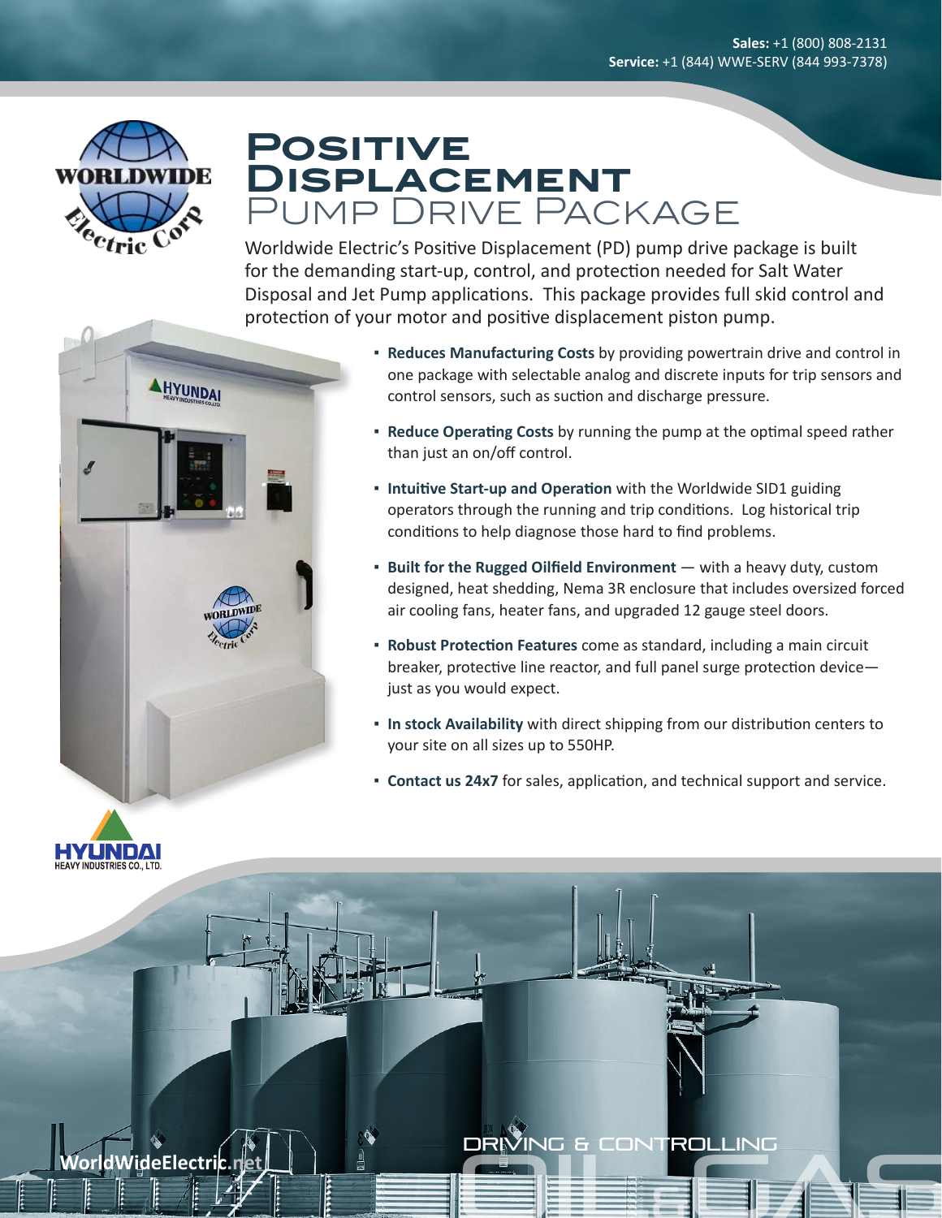**Sales:** +1 (800) 808-2131
**Service:** +1 (844) WWE-SERV (844 993-7378)

# Positive Displacement Pump Drive Package

Worldwide Electric's Positive Displacement (PD) pump drive package is built for the demanding start-up, control, and protection needed for Salt Water Disposal and Jet Pump applications. This package provides full skid control and protection of your motor and positive displacement piston pump.

- **Reduces Manufacturing Costs** by providing powertrain drive and control in one package with selectable analog and discrete inputs for trip sensors and control sensors, such as suction and discharge pressure.
- **Reduce Operating Costs** by running the pump at the optimal speed rather than just an on/off control.
- **Intuitive Start-up and Operation** with the Worldwide SID1 guiding operators through the running and trip conditions. Log historical trip conditions to help diagnose those hard to find problems.
- **Built for the Rugged Oilfield Environment** — with a heavy duty, custom designed, heat shedding, Nema 3R enclosure that includes oversized forced air cooling fans, heater fans, and upgraded 12 gauge steel doors.
- **Robust Protection Features** come as standard, including a main circuit breaker, protective line reactor, and full panel surge protection device—just as you would expect.
- **In stock Availability** with direct shipping from our distribution centers to your site on all sizes up to 550HP.
- **Contact us 24x7** for sales, application, and technical support and service.

WorldWideElectric.net

DRIVING & CONTROLLING OIL & GAS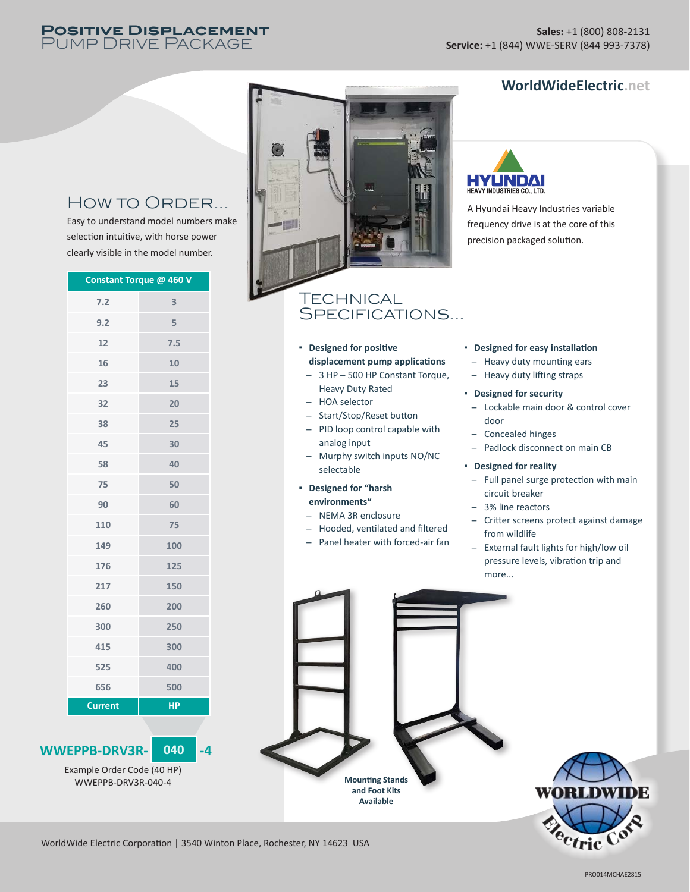# Positive Displacement Pump Drive Package

**Sales:** +1 (800) 808-2131
**Service:** +1 (844) WWE-SERV (844 993-7378)

**WorldWideElectric.net**

## How to Order...

Easy to understand model numbers make selection intuitive, with horse power clearly visible in the model number.

| Constant Torque @ 460 V | |
|---|---|
| 7.2 | 3 |
| 9.2 | 5 |
| 12 | 7.5 |
| 16 | 10 |
| 23 | 15 |
| 32 | 20 |
| 38 | 25 |
| 45 | 30 |
| 58 | 40 |
| 75 | 50 |
| 90 | 60 |
| 110 | 75 |
| 149 | 100 |
| 176 | 125 |
| 217 | 150 |
| 260 | 200 |
| 300 | 250 |
| 415 | 300 |
| 525 | 400 |
| 656 | 500 |
| **Current** | **HP** |

**WWEPPB-DRV3R- 040 -4**

Example Order Code (40 HP)
WWEPPB-DRV3R-040-4

HYUNDAI HEAVY INDUSTRIES CO., LTD.

A Hyundai Heavy Industries variable frequency drive is at the core of this precision packaged solution.

## Technical Specifications...

- **Designed for positive displacement pump applications**
  - 3 HP – 500 HP Constant Torque, Heavy Duty Rated
  - HOA selector
  - Start/Stop/Reset button
  - PID loop control capable with analog input
  - Murphy switch inputs NO/NC selectable
- **Designed for "harsh environments"**
  - NEMA 3R enclosure
  - Hooded, ventilated and filtered
  - Panel heater with forced-air fan
- **Designed for easy installation**
  - Heavy duty mounting ears
  - Heavy duty lifting straps
- **Designed for security**
  - Lockable main door & control cover door
  - Concealed hinges
  - Padlock disconnect on main CB
- **Designed for reality**
  - Full panel surge protection with main circuit breaker
  - 3% line reactors
  - Critter screens protect against damage from wildlife
  - External fault lights for high/low oil pressure levels, vibration trip and more...

**Mounting Stands and Foot Kits Available**

WorldWide Electric Corporation | 3540 Winton Place, Rochester, NY 14623 USA

PRO014MCHAE2815